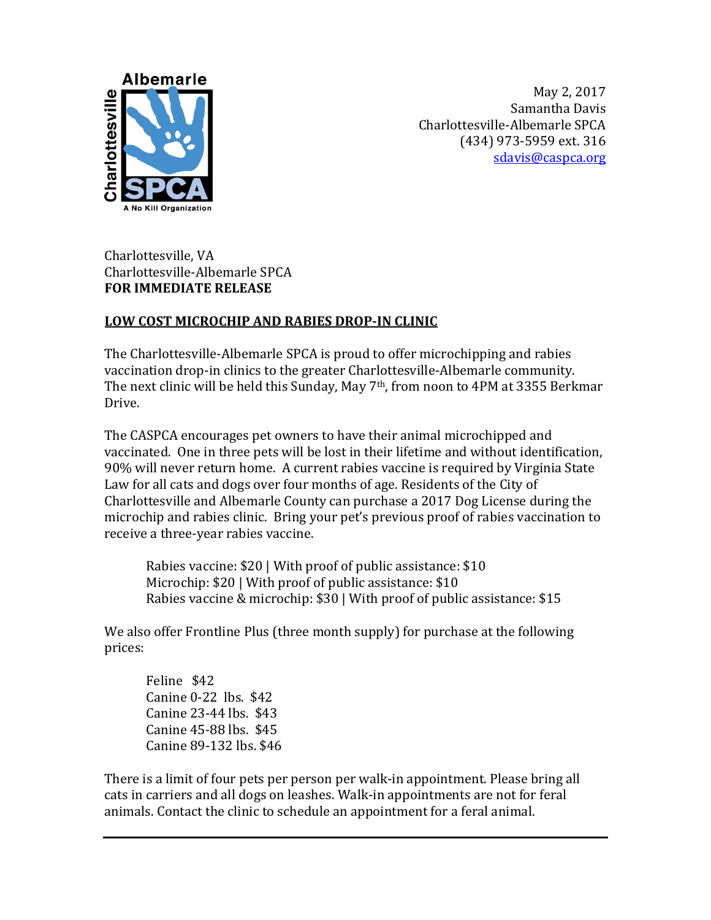May 2, 2017
Samantha Davis
Charlottesville-Albemarle SPCA
(434) 973-5959 ext. 316
sdavis@caspca.org

Charlottesville, VA
Charlottesville-Albemarle SPCA
**FOR IMMEDIATE RELEASE**

## LOW COST MICROCHIP AND RABIES DROP-IN CLINIC

The Charlottesville-Albemarle SPCA is proud to offer microchipping and rabies vaccination drop-in clinics to the greater Charlottesville-Albemarle community. The next clinic will be held this Sunday, May 7th, from noon to 4PM at 3355 Berkmar Drive.

The CASPCA encourages pet owners to have their animal microchipped and vaccinated. One in three pets will be lost in their lifetime and without identification, 90% will never return home. A current rabies vaccine is required by Virginia State Law for all cats and dogs over four months of age. Residents of the City of Charlottesville and Albemarle County can purchase a 2017 Dog License during the microchip and rabies clinic. Bring your pet's previous proof of rabies vaccination to receive a three-year rabies vaccine.

Rabies vaccine: $20 | With proof of public assistance: $10
Microchip: $20 | With proof of public assistance: $10
Rabies vaccine & microchip: $30 | With proof of public assistance: $15

We also offer Frontline Plus (three month supply) for purchase at the following prices:

Feline $42
Canine 0-22 lbs. $42
Canine 23-44 lbs. $43
Canine 45-88 lbs. $45
Canine 89-132 lbs. $46

There is a limit of four pets per person per walk-in appointment. Please bring all cats in carriers and all dogs on leashes. Walk-in appointments are not for feral animals. Contact the clinic to schedule an appointment for a feral animal.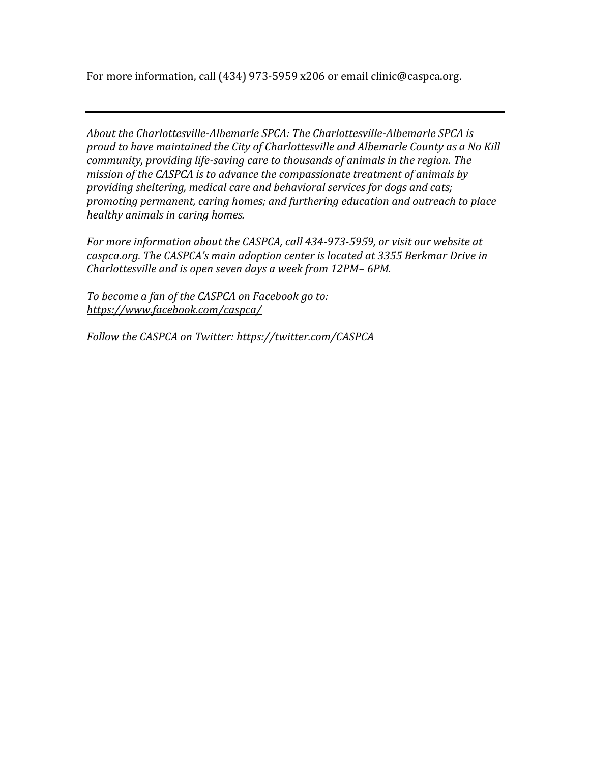For more information, call (434) 973-5959 x206 or email clinic@caspca.org.

---

*About the Charlottesville-Albemarle SPCA: The Charlottesville-Albemarle SPCA is proud to have maintained the City of Charlottesville and Albemarle County as a No Kill community, providing life-saving care to thousands of animals in the region. The mission of the CASPCA is to advance the compassionate treatment of animals by providing sheltering, medical care and behavioral services for dogs and cats; promoting permanent, caring homes; and furthering education and outreach to place healthy animals in caring homes.*

*For more information about the CASPCA, call 434-973-5959, or visit our website at caspca.org. The CASPCA's main adoption center is located at 3355 Berkmar Drive in Charlottesville and is open seven days a week from 12PM– 6PM.*

*To become a fan of the CASPCA on Facebook go to:*
*https://www.facebook.com/caspca/*

*Follow the CASPCA on Twitter: https://twitter.com/CASPCA*